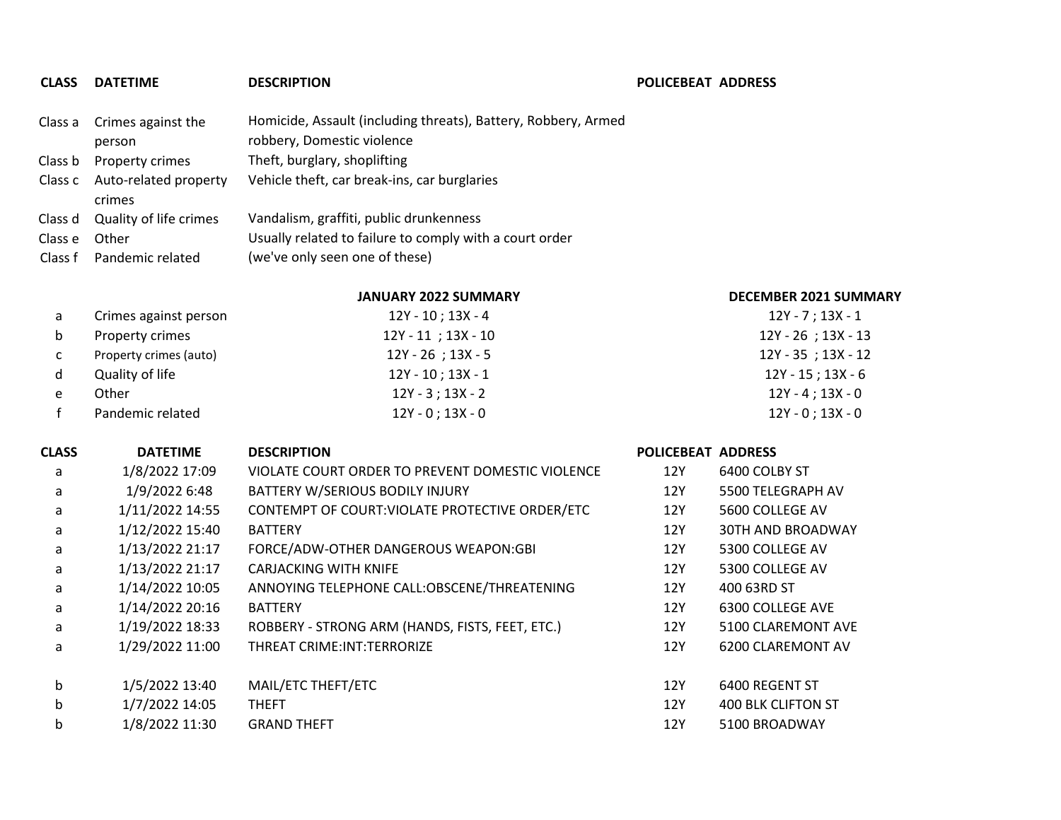| CLASS | DATETIME | DESCRIPTION | POLICEBEAT | ADDRESS |
|---|---|---|---|---|
| Class a | Crimes against the person | Homicide, Assault (including threats), Battery, Robbery, Armed robbery, Domestic violence | | |
| Class b | Property crimes | Theft, burglary, shoplifting | | |
| Class c | Auto-related property crimes | Vehicle theft, car break-ins, car burglaries | | |
| Class d | Quality of life crimes | Vandalism, graffiti, public drunkenness | | |
| Class e | Other | Usually related to failure to comply with a court order | | |
| Class f | Pandemic related | (we've only seen one of these) | | |

| | | JANUARY 2022 SUMMARY | DECEMBER 2021 SUMMARY |
|---|---|---|---|
| a | Crimes against person | 12Y - 10 ; 13X - 4 | 12Y - 7 ; 13X - 1 |
| b | Property crimes | 12Y - 11 ; 13X - 10 | 12Y - 26 ; 13X - 13 |
| c | Property crimes (auto) | 12Y - 26 ; 13X - 5 | 12Y - 35 ; 13X - 12 |
| d | Quality of life | 12Y - 10 ; 13X - 1 | 12Y - 15 ; 13X - 6 |
| e | Other | 12Y - 3 ; 13X - 2 | 12Y - 4 ; 13X - 0 |
| f | Pandemic related | 12Y - 0 ; 13X - 0 | 12Y - 0 ; 13X - 0 |

| CLASS | DATETIME | DESCRIPTION | POLICEBEAT | ADDRESS |
|---|---|---|---|---|
| a | 1/8/2022 17:09 | VIOLATE COURT ORDER TO PREVENT DOMESTIC VIOLENCE | 12Y | 6400 COLBY ST |
| a | 1/9/2022 6:48 | BATTERY W/SERIOUS BODILY INJURY | 12Y | 5500 TELEGRAPH AV |
| a | 1/11/2022 14:55 | CONTEMPT OF COURT:VIOLATE PROTECTIVE ORDER/ETC | 12Y | 5600 COLLEGE AV |
| a | 1/12/2022 15:40 | BATTERY | 12Y | 30TH AND BROADWAY |
| a | 1/13/2022 21:17 | FORCE/ADW-OTHER DANGEROUS WEAPON:GBI | 12Y | 5300 COLLEGE AV |
| a | 1/13/2022 21:17 | CARJACKING WITH KNIFE | 12Y | 5300 COLLEGE AV |
| a | 1/14/2022 10:05 | ANNOYING TELEPHONE CALL:OBSCENE/THREATENING | 12Y | 400 63RD ST |
| a | 1/14/2022 20:16 | BATTERY | 12Y | 6300 COLLEGE AVE |
| a | 1/19/2022 18:33 | ROBBERY - STRONG ARM (HANDS, FISTS, FEET, ETC.) | 12Y | 5100 CLAREMONT AVE |
| a | 1/29/2022 11:00 | THREAT CRIME:INT:TERRORIZE | 12Y | 6200 CLAREMONT AV |
| | | | | |
| b | 1/5/2022 13:40 | MAIL/ETC THEFT/ETC | 12Y | 6400 REGENT ST |
| b | 1/7/2022 14:05 | THEFT | 12Y | 400 BLK CLIFTON ST |
| b | 1/8/2022 11:30 | GRAND THEFT | 12Y | 5100 BROADWAY |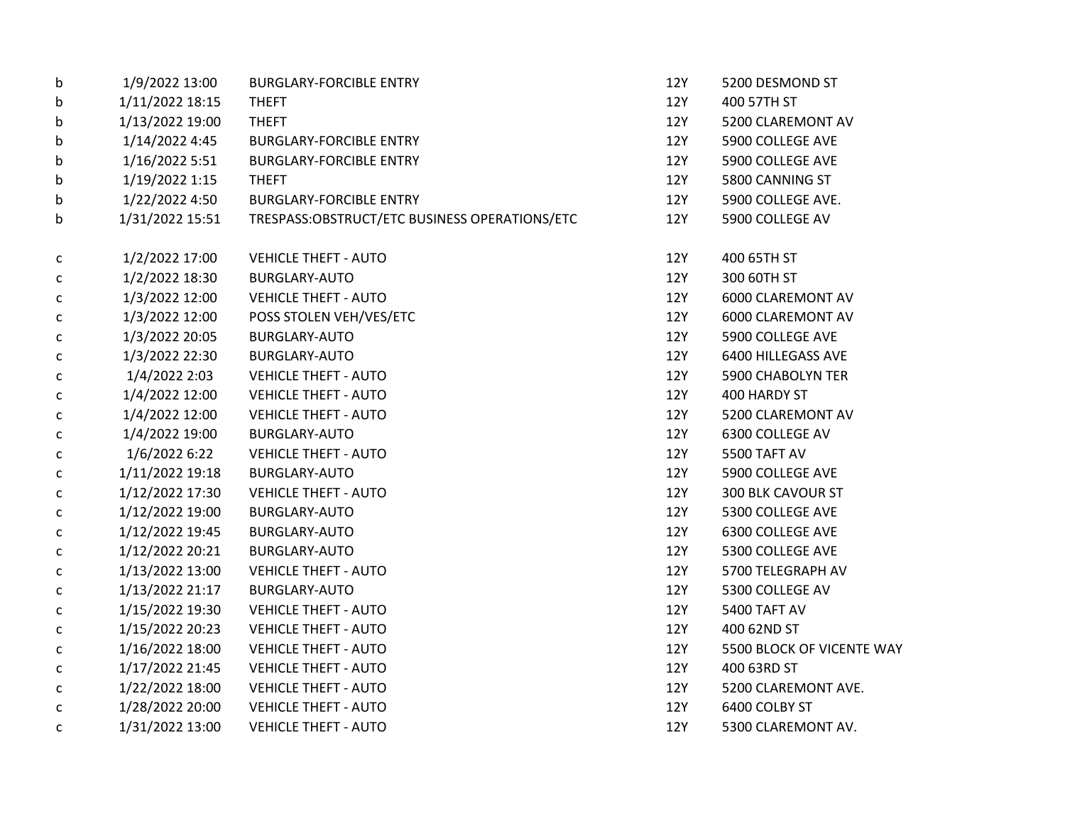| | | | | |
|---|---|---|---|---|
| b | 1/9/2022 13:00 | BURGLARY-FORCIBLE ENTRY | 12Y | 5200 DESMOND ST |
| b | 1/11/2022 18:15 | THEFT | 12Y | 400 57TH ST |
| b | 1/13/2022 19:00 | THEFT | 12Y | 5200 CLAREMONT AV |
| b | 1/14/2022 4:45 | BURGLARY-FORCIBLE ENTRY | 12Y | 5900 COLLEGE AVE |
| b | 1/16/2022 5:51 | BURGLARY-FORCIBLE ENTRY | 12Y | 5900 COLLEGE AVE |
| b | 1/19/2022 1:15 | THEFT | 12Y | 5800 CANNING ST |
| b | 1/22/2022 4:50 | BURGLARY-FORCIBLE ENTRY | 12Y | 5900 COLLEGE AVE. |
| b | 1/31/2022 15:51 | TRESPASS:OBSTRUCT/ETC BUSINESS OPERATIONS/ETC | 12Y | 5900 COLLEGE AV |
| | | | | |
| c | 1/2/2022 17:00 | VEHICLE THEFT - AUTO | 12Y | 400 65TH ST |
| c | 1/2/2022 18:30 | BURGLARY-AUTO | 12Y | 300 60TH ST |
| c | 1/3/2022 12:00 | VEHICLE THEFT - AUTO | 12Y | 6000 CLAREMONT AV |
| c | 1/3/2022 12:00 | POSS STOLEN VEH/VES/ETC | 12Y | 6000 CLAREMONT AV |
| c | 1/3/2022 20:05 | BURGLARY-AUTO | 12Y | 5900 COLLEGE AVE |
| c | 1/3/2022 22:30 | BURGLARY-AUTO | 12Y | 6400 HILLEGASS AVE |
| c | 1/4/2022 2:03 | VEHICLE THEFT - AUTO | 12Y | 5900 CHABOLYN TER |
| c | 1/4/2022 12:00 | VEHICLE THEFT - AUTO | 12Y | 400 HARDY ST |
| c | 1/4/2022 12:00 | VEHICLE THEFT - AUTO | 12Y | 5200 CLAREMONT AV |
| c | 1/4/2022 19:00 | BURGLARY-AUTO | 12Y | 6300 COLLEGE AV |
| c | 1/6/2022 6:22 | VEHICLE THEFT - AUTO | 12Y | 5500 TAFT AV |
| c | 1/11/2022 19:18 | BURGLARY-AUTO | 12Y | 5900 COLLEGE AVE |
| c | 1/12/2022 17:30 | VEHICLE THEFT - AUTO | 12Y | 300 BLK CAVOUR ST |
| c | 1/12/2022 19:00 | BURGLARY-AUTO | 12Y | 5300 COLLEGE AVE |
| c | 1/12/2022 19:45 | BURGLARY-AUTO | 12Y | 6300 COLLEGE AVE |
| c | 1/12/2022 20:21 | BURGLARY-AUTO | 12Y | 5300 COLLEGE AVE |
| c | 1/13/2022 13:00 | VEHICLE THEFT - AUTO | 12Y | 5700 TELEGRAPH AV |
| c | 1/13/2022 21:17 | BURGLARY-AUTO | 12Y | 5300 COLLEGE AV |
| c | 1/15/2022 19:30 | VEHICLE THEFT - AUTO | 12Y | 5400 TAFT AV |
| c | 1/15/2022 20:23 | VEHICLE THEFT - AUTO | 12Y | 400 62ND ST |
| c | 1/16/2022 18:00 | VEHICLE THEFT - AUTO | 12Y | 5500 BLOCK OF VICENTE WAY |
| c | 1/17/2022 21:45 | VEHICLE THEFT - AUTO | 12Y | 400 63RD ST |
| c | 1/22/2022 18:00 | VEHICLE THEFT - AUTO | 12Y | 5200 CLAREMONT AVE. |
| c | 1/28/2022 20:00 | VEHICLE THEFT - AUTO | 12Y | 6400 COLBY ST |
| c | 1/31/2022 13:00 | VEHICLE THEFT - AUTO | 12Y | 5300 CLAREMONT AV. |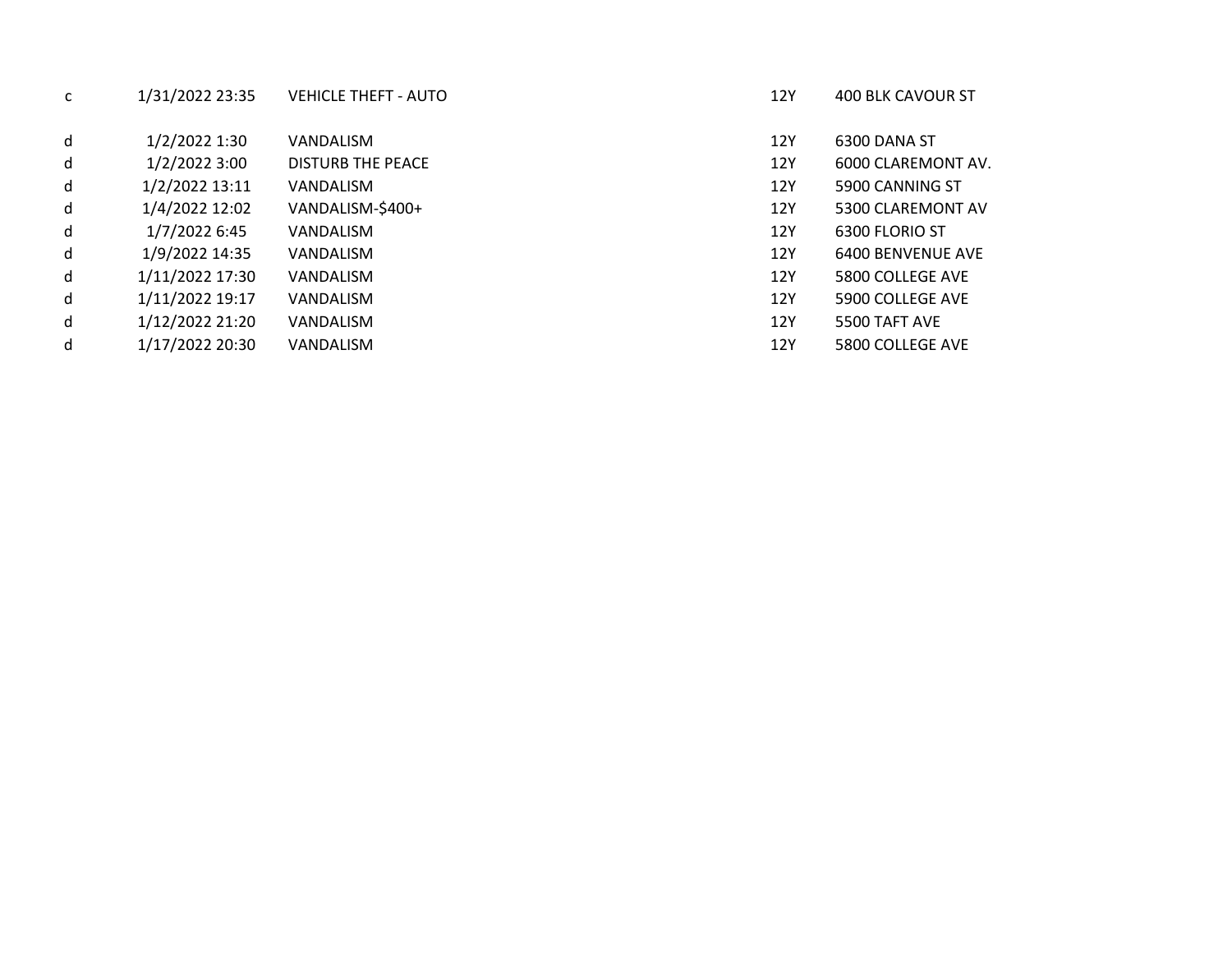| | | | | |
|---|---|---|---|---|
| c | 1/31/2022 23:35 | VEHICLE THEFT - AUTO | 12Y | 400 BLK CAVOUR ST |
| d | 1/2/2022 1:30 | VANDALISM | 12Y | 6300 DANA ST |
| d | 1/2/2022 3:00 | DISTURB THE PEACE | 12Y | 6000 CLAREMONT AV. |
| d | 1/2/2022 13:11 | VANDALISM | 12Y | 5900 CANNING ST |
| d | 1/4/2022 12:02 | VANDALISM-$400+ | 12Y | 5300 CLAREMONT AV |
| d | 1/7/2022 6:45 | VANDALISM | 12Y | 6300 FLORIO ST |
| d | 1/9/2022 14:35 | VANDALISM | 12Y | 6400 BENVENUE AVE |
| d | 1/11/2022 17:30 | VANDALISM | 12Y | 5800 COLLEGE AVE |
| d | 1/11/2022 19:17 | VANDALISM | 12Y | 5900 COLLEGE AVE |
| d | 1/12/2022 21:20 | VANDALISM | 12Y | 5500 TAFT AVE |
| d | 1/17/2022 20:30 | VANDALISM | 12Y | 5800 COLLEGE AVE |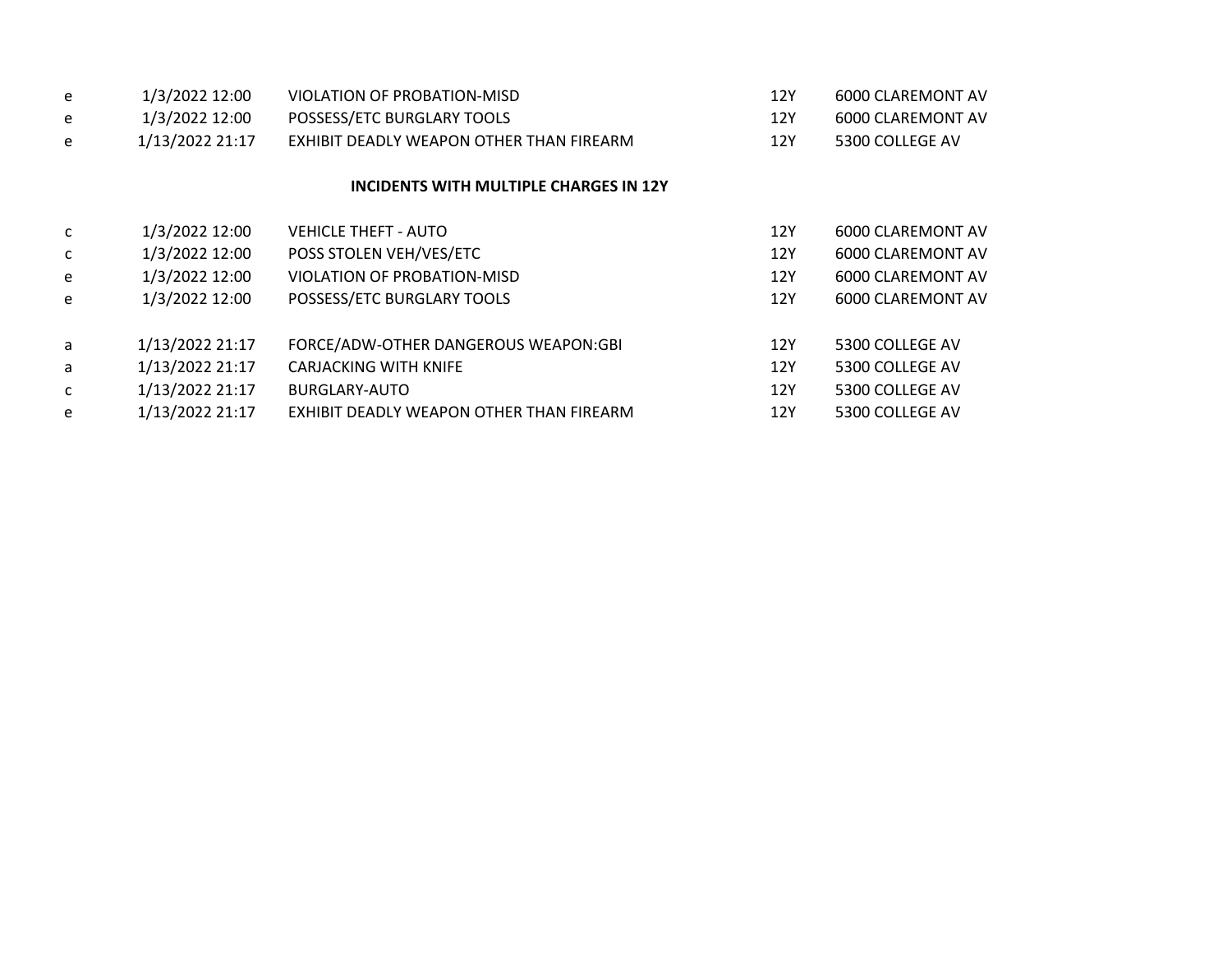| | | | | |
|---|---|---|---|---|
| e | 1/3/2022 12:00 | VIOLATION OF PROBATION-MISD | 12Y | 6000 CLAREMONT AV |
| e | 1/3/2022 12:00 | POSSESS/ETC BURGLARY TOOLS | 12Y | 6000 CLAREMONT AV |
| e | 1/13/2022 21:17 | EXHIBIT DEADLY WEAPON OTHER THAN FIREARM | 12Y | 5300 COLLEGE AV |

**INCIDENTS WITH MULTIPLE CHARGES IN 12Y**

| | | | | |
|---|---|---|---|---|
| c | 1/3/2022 12:00 | VEHICLE THEFT - AUTO | 12Y | 6000 CLAREMONT AV |
| c | 1/3/2022 12:00 | POSS STOLEN VEH/VES/ETC | 12Y | 6000 CLAREMONT AV |
| e | 1/3/2022 12:00 | VIOLATION OF PROBATION-MISD | 12Y | 6000 CLAREMONT AV |
| e | 1/3/2022 12:00 | POSSESS/ETC BURGLARY TOOLS | 12Y | 6000 CLAREMONT AV |
| | | | | |
| a | 1/13/2022 21:17 | FORCE/ADW-OTHER DANGEROUS WEAPON:GBI | 12Y | 5300 COLLEGE AV |
| a | 1/13/2022 21:17 | CARJACKING WITH KNIFE | 12Y | 5300 COLLEGE AV |
| c | 1/13/2022 21:17 | BURGLARY-AUTO | 12Y | 5300 COLLEGE AV |
| e | 1/13/2022 21:17 | EXHIBIT DEADLY WEAPON OTHER THAN FIREARM | 12Y | 5300 COLLEGE AV |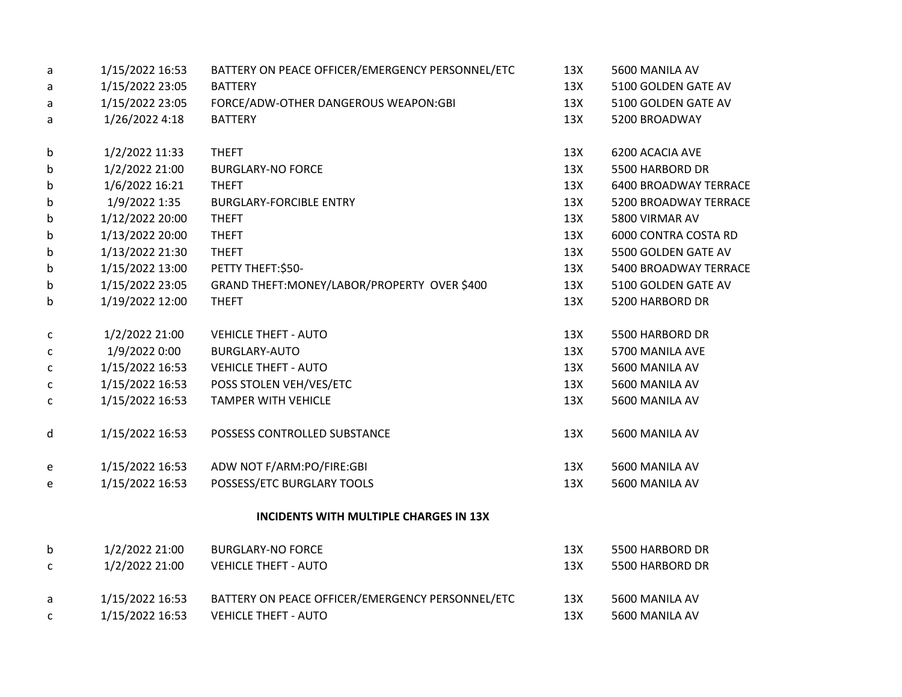| | | | | |
|---|---|---|---|---|
| a | 1/15/2022 16:53 | BATTERY ON PEACE OFFICER/EMERGENCY PERSONNEL/ETC | 13X | 5600 MANILA AV |
| a | 1/15/2022 23:05 | BATTERY | 13X | 5100 GOLDEN GATE AV |
| a | 1/15/2022 23:05 | FORCE/ADW-OTHER DANGEROUS WEAPON:GBI | 13X | 5100 GOLDEN GATE AV |
| a | 1/26/2022 4:18 | BATTERY | 13X | 5200 BROADWAY |
| | | | | |
| b | 1/2/2022 11:33 | THEFT | 13X | 6200 ACACIA AVE |
| b | 1/2/2022 21:00 | BURGLARY-NO FORCE | 13X | 5500 HARBORD DR |
| b | 1/6/2022 16:21 | THEFT | 13X | 6400 BROADWAY TERRACE |
| b | 1/9/2022 1:35 | BURGLARY-FORCIBLE ENTRY | 13X | 5200 BROADWAY TERRACE |
| b | 1/12/2022 20:00 | THEFT | 13X | 5800 VIRMAR AV |
| b | 1/13/2022 20:00 | THEFT | 13X | 6000 CONTRA COSTA RD |
| b | 1/13/2022 21:30 | THEFT | 13X | 5500 GOLDEN GATE AV |
| b | 1/15/2022 13:00 | PETTY THEFT:$50- | 13X | 5400 BROADWAY TERRACE |
| b | 1/15/2022 23:05 | GRAND THEFT:MONEY/LABOR/PROPERTY OVER $400 | 13X | 5100 GOLDEN GATE AV |
| b | 1/19/2022 12:00 | THEFT | 13X | 5200 HARBORD DR |
| | | | | |
| c | 1/2/2022 21:00 | VEHICLE THEFT - AUTO | 13X | 5500 HARBORD DR |
| c | 1/9/2022 0:00 | BURGLARY-AUTO | 13X | 5700 MANILA AVE |
| c | 1/15/2022 16:53 | VEHICLE THEFT - AUTO | 13X | 5600 MANILA AV |
| c | 1/15/2022 16:53 | POSS STOLEN VEH/VES/ETC | 13X | 5600 MANILA AV |
| c | 1/15/2022 16:53 | TAMPER WITH VEHICLE | 13X | 5600 MANILA AV |
| | | | | |
| d | 1/15/2022 16:53 | POSSESS CONTROLLED SUBSTANCE | 13X | 5600 MANILA AV |
| | | | | |
| e | 1/15/2022 16:53 | ADW NOT F/ARM:PO/FIRE:GBI | 13X | 5600 MANILA AV |
| e | 1/15/2022 16:53 | POSSESS/ETC BURGLARY TOOLS | 13X | 5600 MANILA AV |

**INCIDENTS WITH MULTIPLE CHARGES IN 13X**

| | | | | |
|---|---|---|---|---|
| b | 1/2/2022 21:00 | BURGLARY-NO FORCE | 13X | 5500 HARBORD DR |
| c | 1/2/2022 21:00 | VEHICLE THEFT - AUTO | 13X | 5500 HARBORD DR |
| | | | | |
| a | 1/15/2022 16:53 | BATTERY ON PEACE OFFICER/EMERGENCY PERSONNEL/ETC | 13X | 5600 MANILA AV |
| c | 1/15/2022 16:53 | VEHICLE THEFT - AUTO | 13X | 5600 MANILA AV |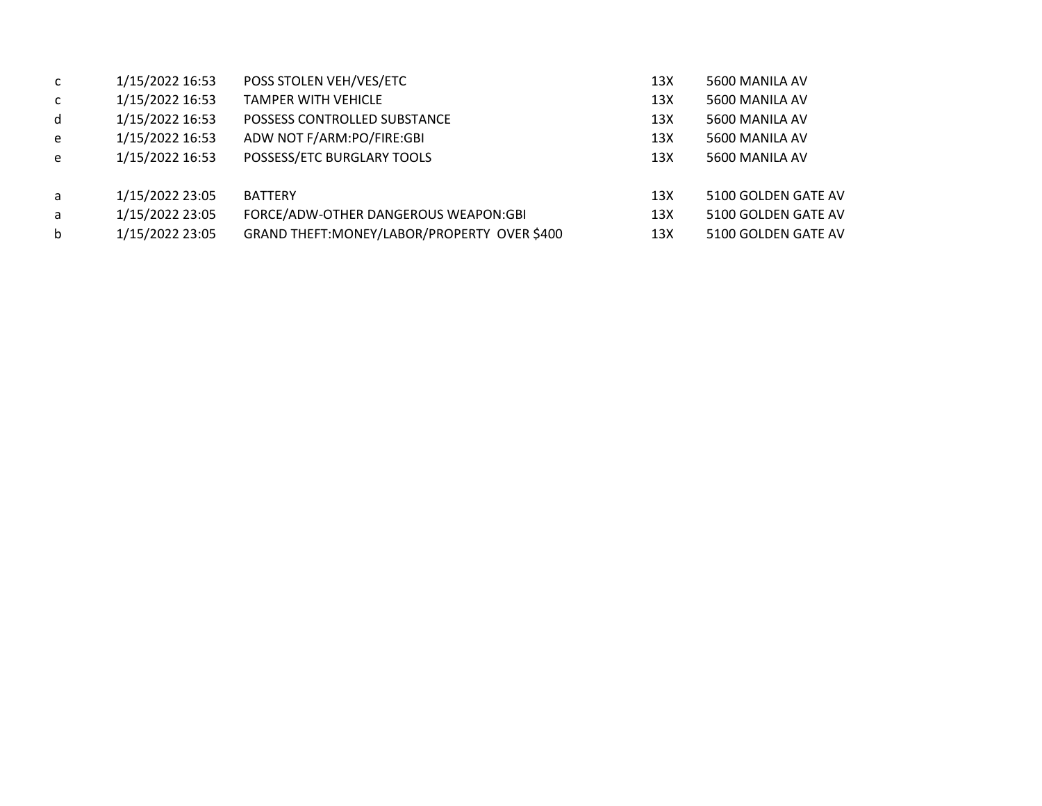| | | | | |
|---|---|---|---|---|
| c | 1/15/2022 16:53 | POSS STOLEN VEH/VES/ETC | 13X | 5600 MANILA AV |
| c | 1/15/2022 16:53 | TAMPER WITH VEHICLE | 13X | 5600 MANILA AV |
| d | 1/15/2022 16:53 | POSSESS CONTROLLED SUBSTANCE | 13X | 5600 MANILA AV |
| e | 1/15/2022 16:53 | ADW NOT F/ARM:PO/FIRE:GBI | 13X | 5600 MANILA AV |
| e | 1/15/2022 16:53 | POSSESS/ETC BURGLARY TOOLS | 13X | 5600 MANILA AV |
| | | | | |
| a | 1/15/2022 23:05 | BATTERY | 13X | 5100 GOLDEN GATE AV |
| a | 1/15/2022 23:05 | FORCE/ADW-OTHER DANGEROUS WEAPON:GBI | 13X | 5100 GOLDEN GATE AV |
| b | 1/15/2022 23:05 | GRAND THEFT:MONEY/LABOR/PROPERTY OVER $400 | 13X | 5100 GOLDEN GATE AV |